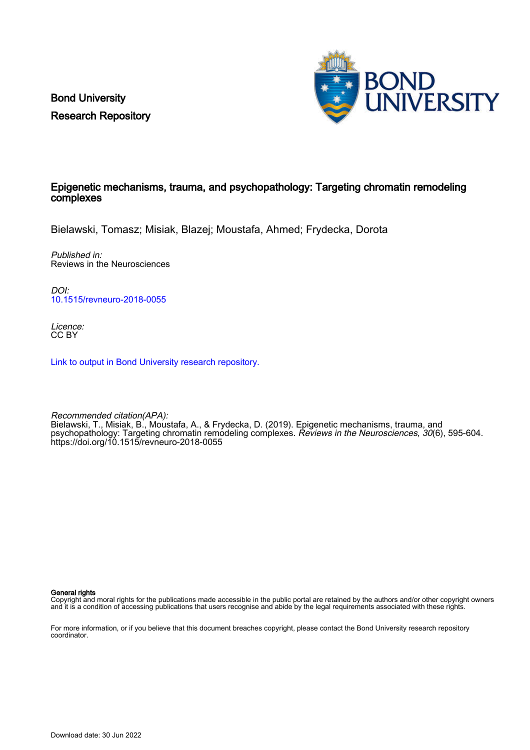Bond University
Research Repository

# Epigenetic mechanisms, trauma, and psychopathology: Targeting chromatin remodeling complexes

Bielawski, Tomasz; Misiak, Blazej; Moustafa, Ahmed; Frydecka, Dorota

*Published in:*
Reviews in the Neurosciences

*DOI:*
10.1515/revneuro-2018-0055

*Licence:*
CC BY

Link to output in Bond University research repository.

*Recommended citation(APA):*
Bielawski, T., Misiak, B., Moustafa, A., & Frydecka, D. (2019). Epigenetic mechanisms, trauma, and psychopathology: Targeting chromatin remodeling complexes. *Reviews in the Neurosciences*, *30*(6), 595-604. https://doi.org/10.1515/revneuro-2018-0055

**General rights**
Copyright and moral rights for the publications made accessible in the public portal are retained by the authors and/or other copyright owners and it is a condition of accessing publications that users recognise and abide by the legal requirements associated with these rights.

For more information, or if you believe that this document breaches copyright, please contact the Bond University research repository coordinator.

Download date: 30 Jun 2022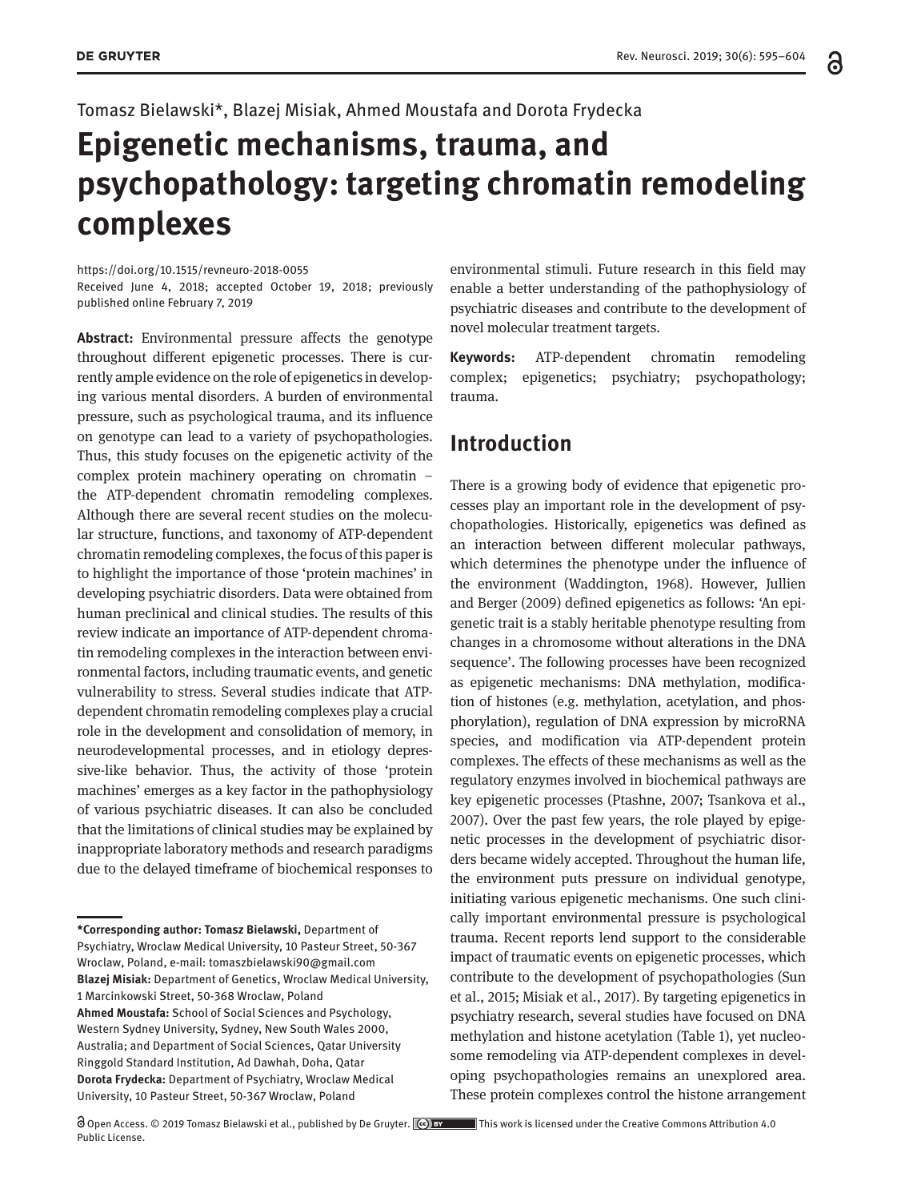Tomasz Bielawski*, Blazej Misiak, Ahmed Moustafa and Dorota Frydecka

# Epigenetic mechanisms, trauma, and psychopathology: targeting chromatin remodeling complexes

https://doi.org/10.1515/revneuro-2018-0055
Received June 4, 2018; accepted October 19, 2018; previously published online February 7, 2019

**Abstract:** Environmental pressure affects the genotype throughout different epigenetic processes. There is currently ample evidence on the role of epigenetics in developing various mental disorders. A burden of environmental pressure, such as psychological trauma, and its influence on genotype can lead to a variety of psychopathologies. Thus, this study focuses on the epigenetic activity of the complex protein machinery operating on chromatin – the ATP-dependent chromatin remodeling complexes. Although there are several recent studies on the molecular structure, functions, and taxonomy of ATP-dependent chromatin remodeling complexes, the focus of this paper is to highlight the importance of those 'protein machines' in developing psychiatric disorders. Data were obtained from human preclinical and clinical studies. The results of this review indicate an importance of ATP-dependent chromatin remodeling complexes in the interaction between environmental factors, including traumatic events, and genetic vulnerability to stress. Several studies indicate that ATP-dependent chromatin remodeling complexes play a crucial role in the development and consolidation of memory, in neurodevelopmental processes, and in etiology depressive-like behavior. Thus, the activity of those 'protein machines' emerges as a key factor in the pathophysiology of various psychiatric diseases. It can also be concluded that the limitations of clinical studies may be explained by inappropriate laboratory methods and research paradigms due to the delayed timeframe of biochemical responses to environmental stimuli. Future research in this field may enable a better understanding of the pathophysiology of psychiatric diseases and contribute to the development of novel molecular treatment targets.

**Keywords:** ATP-dependent chromatin remodeling complex; epigenetics; psychiatry; psychopathology; trauma.

**\*Corresponding author: Tomasz Bielawski,** Department of Psychiatry, Wroclaw Medical University, 10 Pasteur Street, 50-367 Wroclaw, Poland, e-mail: tomaszbielawski90@gmail.com
**Blazej Misiak:** Department of Genetics, Wroclaw Medical University, 1 Marcinkowski Street, 50-368 Wroclaw, Poland
**Ahmed Moustafa:** School of Social Sciences and Psychology, Western Sydney University, Sydney, New South Wales 2000, Australia; and Department of Social Sciences, Qatar University Ringgold Standard Institution, Ad Dawhah, Doha, Qatar
**Dorota Frydecka:** Department of Psychiatry, Wroclaw Medical University, 10 Pasteur Street, 50-367 Wroclaw, Poland

## Introduction

There is a growing body of evidence that epigenetic processes play an important role in the development of psychopathologies. Historically, epigenetics was defined as an interaction between different molecular pathways, which determines the phenotype under the influence of the environment (Waddington, 1968). However, Jullien and Berger (2009) defined epigenetics as follows: 'An epigenetic trait is a stably heritable phenotype resulting from changes in a chromosome without alterations in the DNA sequence'. The following processes have been recognized as epigenetic mechanisms: DNA methylation, modification of histones (e.g. methylation, acetylation, and phosphorylation), regulation of DNA expression by microRNA species, and modification via ATP-dependent protein complexes. The effects of these mechanisms as well as the regulatory enzymes involved in biochemical pathways are key epigenetic processes (Ptashne, 2007; Tsankova et al., 2007). Over the past few years, the role played by epigenetic processes in the development of psychiatric disorders became widely accepted. Throughout the human life, the environment puts pressure on individual genotype, initiating various epigenetic mechanisms. One such clinically important environmental pressure is psychological trauma. Recent reports lend support to the considerable impact of traumatic events on epigenetic processes, which contribute to the development of psychopathologies (Sun et al., 2015; Misiak et al., 2017). By targeting epigenetics in psychiatry research, several studies have focused on DNA methylation and histone acetylation (Table 1), yet nucleosome remodeling via ATP-dependent complexes in developing psychopathologies remains an unexplored area. These protein complexes control the histone arrangement

Open Access. © 2019 Tomasz Bielawski et al., published by De Gruyter. This work is licensed under the Creative Commons Attribution 4.0 Public License.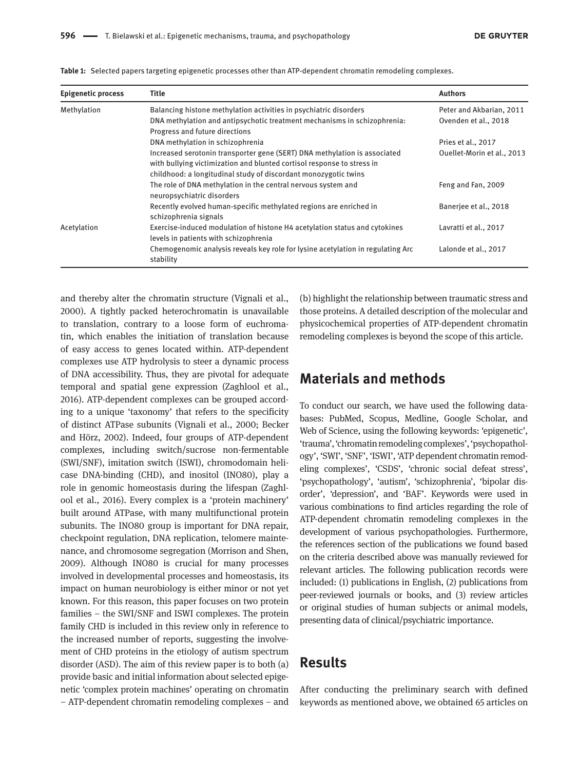**Table 1:** Selected papers targeting epigenetic processes other than ATP-dependent chromatin remodeling complexes.

| Epigenetic process | Title | Authors |
|---|---|---|
| Methylation | Balancing histone methylation activities in psychiatric disorders | Peter and Akbarian, 2011 |
| | DNA methylation and antipsychotic treatment mechanisms in schizophrenia: Progress and future directions | Ovenden et al., 2018 |
| | DNA methylation in schizophrenia | Pries et al., 2017 |
| | Increased serotonin transporter gene (SERT) DNA methylation is associated with bullying victimization and blunted cortisol response to stress in childhood: a longitudinal study of discordant monozygotic twins | Ouellet-Morin et al., 2013 |
| | The role of DNA methylation in the central nervous system and neuropsychiatric disorders | Feng and Fan, 2009 |
| | Recently evolved human-specific methylated regions are enriched in schizophrenia signals | Banerjee et al., 2018 |
| Acetylation | Exercise-induced modulation of histone H4 acetylation status and cytokines levels in patients with schizophrenia | Lavratti et al., 2017 |
| | Chemogenomic analysis reveals key role for lysine acetylation in regulating Arc stability | Lalonde et al., 2017 |

and thereby alter the chromatin structure (Vignali et al., 2000). A tightly packed heterochromatin is unavailable to translation, contrary to a loose form of euchromatin, which enables the initiation of translation because of easy access to genes located within. ATP-dependent complexes use ATP hydrolysis to steer a dynamic process of DNA accessibility. Thus, they are pivotal for adequate temporal and spatial gene expression (Zaghlool et al., 2016). ATP-dependent complexes can be grouped according to a unique 'taxonomy' that refers to the specificity of distinct ATPase subunits (Vignali et al., 2000; Becker and Hörz, 2002). Indeed, four groups of ATP-dependent complexes, including switch/sucrose non-fermentable (SWI/SNF), imitation switch (ISWI), chromodomain helicase DNA-binding (CHD), and inositol (INO80), play a role in genomic homeostasis during the lifespan (Zaghlool et al., 2016). Every complex is a 'protein machinery' built around ATPase, with many multifunctional protein subunits. The INO80 group is important for DNA repair, checkpoint regulation, DNA replication, telomere maintenance, and chromosome segregation (Morrison and Shen, 2009). Although INO80 is crucial for many processes involved in developmental processes and homeostasis, its impact on human neurobiology is either minor or not yet known. For this reason, this paper focuses on two protein families – the SWI/SNF and ISWI complexes. The protein family CHD is included in this review only in reference to the increased number of reports, suggesting the involvement of CHD proteins in the etiology of autism spectrum disorder (ASD). The aim of this review paper is to both (a) provide basic and initial information about selected epigenetic 'complex protein machines' operating on chromatin – ATP-dependent chromatin remodeling complexes – and (b) highlight the relationship between traumatic stress and those proteins. A detailed description of the molecular and physicochemical properties of ATP-dependent chromatin remodeling complexes is beyond the scope of this article.

## Materials and methods

To conduct our search, we have used the following databases: PubMed, Scopus, Medline, Google Scholar, and Web of Science, using the following keywords: 'epigenetic', 'trauma', 'chromatin remodeling complexes', 'psychopathology', 'SWI', 'SNF', 'ISWI', 'ATP dependent chromatin remodeling complexes', 'CSDS', 'chronic social defeat stress', 'psychopathology', 'autism', 'schizophrenia', 'bipolar disorder', 'depression', and 'BAF'. Keywords were used in various combinations to find articles regarding the role of ATP-dependent chromatin remodeling complexes in the development of various psychopathologies. Furthermore, the references section of the publications we found based on the criteria described above was manually reviewed for relevant articles. The following publication records were included: (1) publications in English, (2) publications from peer-reviewed journals or books, and (3) review articles or original studies of human subjects or animal models, presenting data of clinical/psychiatric importance.

## Results

After conducting the preliminary search with defined keywords as mentioned above, we obtained 65 articles on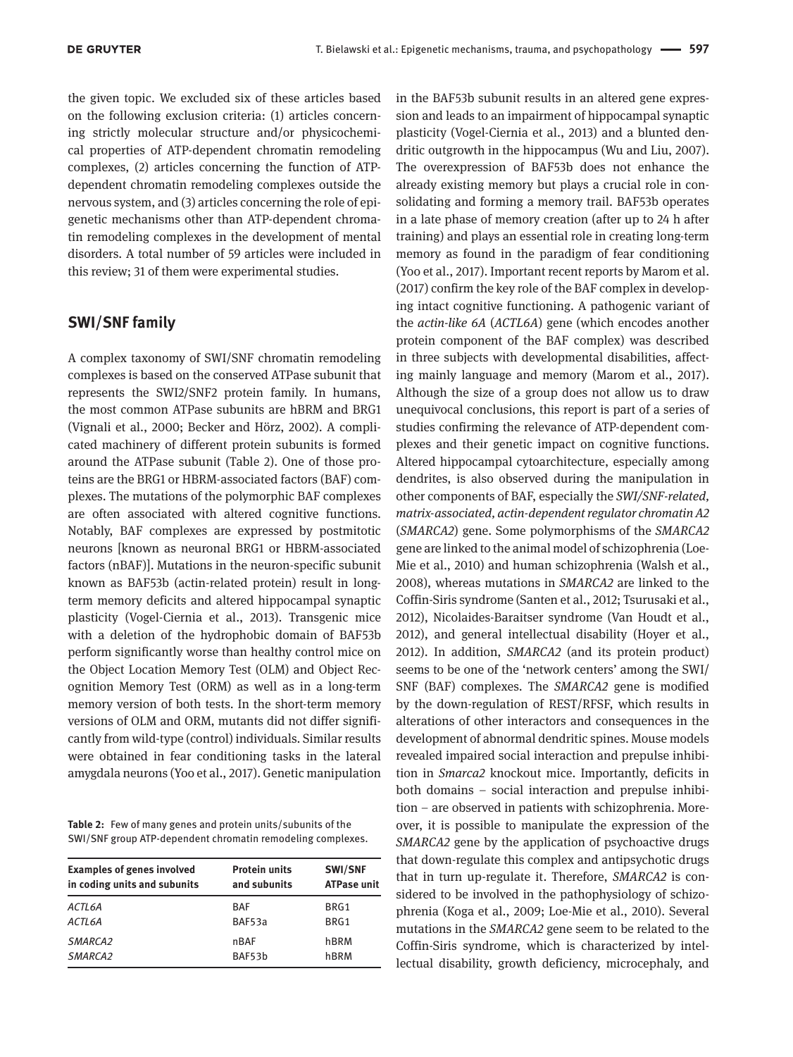the given topic. We excluded six of these articles based on the following exclusion criteria: (1) articles concerning strictly molecular structure and/or physicochemical properties of ATP-dependent chromatin remodeling complexes, (2) articles concerning the function of ATP-dependent chromatin remodeling complexes outside the nervous system, and (3) articles concerning the role of epigenetic mechanisms other than ATP-dependent chromatin remodeling complexes in the development of mental disorders. A total number of 59 articles were included in this review; 31 of them were experimental studies.

## SWI/SNF family

A complex taxonomy of SWI/SNF chromatin remodeling complexes is based on the conserved ATPase subunit that represents the SWI2/SNF2 protein family. In humans, the most common ATPase subunits are hBRM and BRG1 (Vignali et al., 2000; Becker and Hörz, 2002). A complicated machinery of different protein subunits is formed around the ATPase subunit (Table 2). One of those proteins are the BRG1 or HBRM-associated factors (BAF) complexes. The mutations of the polymorphic BAF complexes are often associated with altered cognitive functions. Notably, BAF complexes are expressed by postmitotic neurons [known as neuronal BRG1 or HBRM-associated factors (nBAF)]. Mutations in the neuron-specific subunit known as BAF53b (actin-related protein) result in long-term memory deficits and altered hippocampal synaptic plasticity (Vogel-Ciernia et al., 2013). Transgenic mice with a deletion of the hydrophobic domain of BAF53b perform significantly worse than healthy control mice on the Object Location Memory Test (OLM) and Object Recognition Memory Test (ORM) as well as in a long-term memory version of both tests. In the short-term memory versions of OLM and ORM, mutants did not differ significantly from wild-type (control) individuals. Similar results were obtained in fear conditioning tasks in the lateral amygdala neurons (Yoo et al., 2017). Genetic manipulation in the BAF53b subunit results in an altered gene expression and leads to an impairment of hippocampal synaptic plasticity (Vogel-Ciernia et al., 2013) and a blunted dendritic outgrowth in the hippocampus (Wu and Liu, 2007). The overexpression of BAF53b does not enhance the already existing memory but plays a crucial role in consolidating and forming a memory trail. BAF53b operates in a late phase of memory creation (after up to 24 h after training) and plays an essential role in creating long-term memory as found in the paradigm of fear conditioning (Yoo et al., 2017). Important recent reports by Marom et al. (2017) confirm the key role of the BAF complex in developing intact cognitive functioning. A pathogenic variant of the *actin-like 6A* (*ACTL6A*) gene (which encodes another protein component of the BAF complex) was described in three subjects with developmental disabilities, affecting mainly language and memory (Marom et al., 2017). Although the size of a group does not allow us to draw unequivocal conclusions, this report is part of a series of studies confirming the relevance of ATP-dependent complexes and their genetic impact on cognitive functions. Altered hippocampal cytoarchitecture, especially among dendrites, is also observed during the manipulation in other components of BAF, especially the *SWI/SNF-related, matrix-associated, actin-dependent regulator chromatin A2* (*SMARCA2*) gene. Some polymorphisms of the *SMARCA2* gene are linked to the animal model of schizophrenia (Loe-Mie et al., 2010) and human schizophrenia (Walsh et al., 2008), whereas mutations in *SMARCA2* are linked to the Coffin-Siris syndrome (Santen et al., 2012; Tsurusaki et al., 2012), Nicolaides-Baraitser syndrome (Van Houdt et al., 2012), and general intellectual disability (Hoyer et al., 2012). In addition, *SMARCA2* (and its protein product) seems to be one of the 'network centers' among the SWI/SNF (BAF) complexes. The *SMARCA2* gene is modified by the down-regulation of REST/RFSF, which results in alterations of other interactors and consequences in the development of abnormal dendritic spines. Mouse models revealed impaired social interaction and prepulse inhibition in *Smarca2* knockout mice. Importantly, deficits in both domains – social interaction and prepulse inhibition – are observed in patients with schizophrenia. Moreover, it is possible to manipulate the expression of the *SMARCA2* gene by the application of psychoactive drugs that down-regulate this complex and antipsychotic drugs that in turn up-regulate it. Therefore, *SMARCA2* is considered to be involved in the pathophysiology of schizophrenia (Koga et al., 2009; Loe-Mie et al., 2010). Several mutations in the *SMARCA2* gene seem to be related to the Coffin-Siris syndrome, which is characterized by intellectual disability, growth deficiency, microcephaly, and

**Table 2:** Few of many genes and protein units/subunits of the SWI/SNF group ATP-dependent chromatin remodeling complexes.

| Examples of genes involved in coding units and subunits | Protein units and subunits | SWI/SNF ATPase unit |
|---|---|---|
| *ACTL6A* | BAF | BRG1 |
| *ACTL6A* | BAF53a | BRG1 |
| *SMARCA2* | nBAF | hBRM |
| *SMARCA2* | BAF53b | hBRM |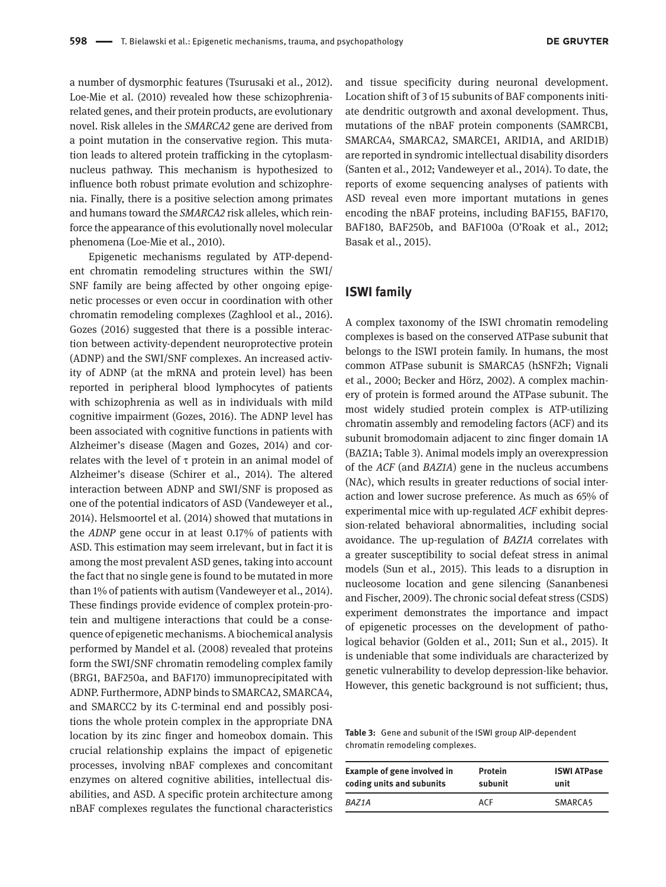a number of dysmorphic features (Tsurusaki et al., 2012). Loe-Mie et al. (2010) revealed how these schizophrenia-related genes, and their protein products, are evolutionary novel. Risk alleles in the *SMARCA2* gene are derived from a point mutation in the conservative region. This mutation leads to altered protein trafficking in the cytoplasm-nucleus pathway. This mechanism is hypothesized to influence both robust primate evolution and schizophrenia. Finally, there is a positive selection among primates and humans toward the *SMARCA2* risk alleles, which reinforce the appearance of this evolutionally novel molecular phenomena (Loe-Mie et al., 2010).

Epigenetic mechanisms regulated by ATP-dependent chromatin remodeling structures within the SWI/SNF family are being affected by other ongoing epigenetic processes or even occur in coordination with other chromatin remodeling complexes (Zaghlool et al., 2016). Gozes (2016) suggested that there is a possible interaction between activity-dependent neuroprotective protein (ADNP) and the SWI/SNF complexes. An increased activity of ADNP (at the mRNA and protein level) has been reported in peripheral blood lymphocytes of patients with schizophrenia as well as in individuals with mild cognitive impairment (Gozes, 2016). The ADNP level has been associated with cognitive functions in patients with Alzheimer's disease (Magen and Gozes, 2014) and correlates with the level of τ protein in an animal model of Alzheimer's disease (Schirer et al., 2014). The altered interaction between ADNP and SWI/SNF is proposed as one of the potential indicators of ASD (Vandeweyer et al., 2014). Helsmoortel et al. (2014) showed that mutations in the *ADNP* gene occur in at least 0.17% of patients with ASD. This estimation may seem irrelevant, but in fact it is among the most prevalent ASD genes, taking into account the fact that no single gene is found to be mutated in more than 1% of patients with autism (Vandeweyer et al., 2014). These findings provide evidence of complex protein-protein and multigene interactions that could be a consequence of epigenetic mechanisms. A biochemical analysis performed by Mandel et al. (2008) revealed that proteins form the SWI/SNF chromatin remodeling complex family (BRG1, BAF250a, and BAF170) immunoprecipitated with ADNP. Furthermore, ADNP binds to SMARCA2, SMARCA4, and SMARCC2 by its C-terminal end and possibly positions the whole protein complex in the appropriate DNA location by its zinc finger and homeobox domain. This crucial relationship explains the impact of epigenetic processes, involving nBAF complexes and concomitant enzymes on altered cognitive abilities, intellectual disabilities, and ASD. A specific protein architecture among nBAF complexes regulates the functional characteristics and tissue specificity during neuronal development. Location shift of 3 of 15 subunits of BAF components initiate dendritic outgrowth and axonal development. Thus, mutations of the nBAF protein components (SAMRCB1, SMARCA4, SMARCA2, SMARCE1, ARID1A, and ARID1B) are reported in syndromic intellectual disability disorders (Santen et al., 2012; Vandeweyer et al., 2014). To date, the reports of exome sequencing analyses of patients with ASD reveal even more important mutations in genes encoding the nBAF proteins, including BAF155, BAF170, BAF180, BAF250b, and BAF100a (O'Roak et al., 2012; Basak et al., 2015).

## ISWI family

A complex taxonomy of the ISWI chromatin remodeling complexes is based on the conserved ATPase subunit that belongs to the ISWI protein family. In humans, the most common ATPase subunit is SMARCA5 (hSNF2h; Vignali et al., 2000; Becker and Hörz, 2002). A complex machinery of protein is formed around the ATPase subunit. The most widely studied protein complex is ATP-utilizing chromatin assembly and remodeling factors (ACF) and its subunit bromodomain adjacent to zinc finger domain 1A (BAZ1A; Table 3). Animal models imply an overexpression of the *ACF* (and *BAZ1A*) gene in the nucleus accumbens (NAc), which results in greater reductions of social interaction and lower sucrose preference. As much as 65% of experimental mice with up-regulated *ACF* exhibit depression-related behavioral abnormalities, including social avoidance. The up-regulation of *BAZ1A* correlates with a greater susceptibility to social defeat stress in animal models (Sun et al., 2015). This leads to a disruption in nucleosome location and gene silencing (Sananbenesi and Fischer, 2009). The chronic social defeat stress (CSDS) experiment demonstrates the importance and impact of epigenetic processes on the development of pathological behavior (Golden et al., 2011; Sun et al., 2015). It is undeniable that some individuals are characterized by genetic vulnerability to develop depression-like behavior. However, this genetic background is not sufficient; thus,

**Table 3:** Gene and subunit of the ISWI group AlP-dependent chromatin remodeling complexes.

| Example of gene involved in coding units and subunits | Protein subunit | ISWI ATPase unit |
|---|---|---|
| *BAZ1A* | ACF | SMARCA5 |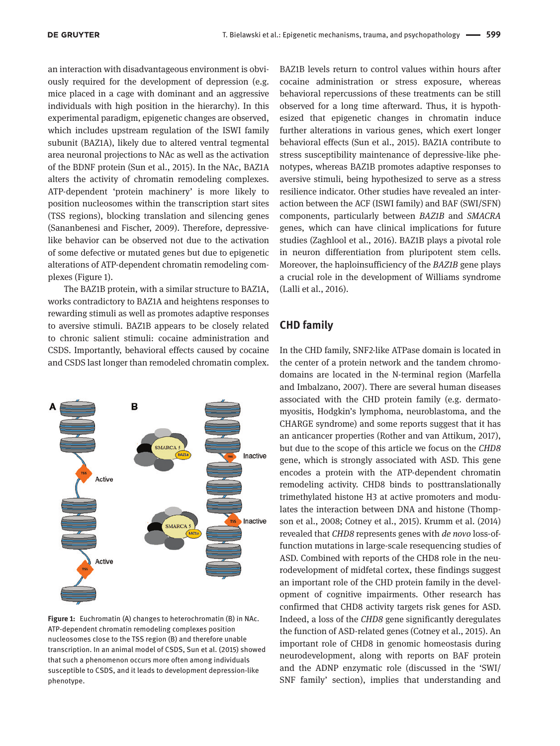an interaction with disadvantageous environment is obviously required for the development of depression (e.g. mice placed in a cage with dominant and an aggressive individuals with high position in the hierarchy). In this experimental paradigm, epigenetic changes are observed, which includes upstream regulation of the ISWI family subunit (BAZ1A), likely due to altered ventral tegmental area neuronal projections to NAc as well as the activation of the BDNF protein (Sun et al., 2015). In the NAc, BAZ1A alters the activity of chromatin remodeling complexes. ATP-dependent 'protein machinery' is more likely to position nucleosomes within the transcription start sites (TSS regions), blocking translation and silencing genes (Sananbenesi and Fischer, 2009). Therefore, depressive-like behavior can be observed not due to the activation of some defective or mutated genes but due to epigenetic alterations of ATP-dependent chromatin remodeling complexes (Figure 1).

The BAZ1B protein, with a similar structure to BAZ1A, works contradictory to BAZ1A and heightens responses to rewarding stimuli as well as promotes adaptive responses to aversive stimuli. BAZ1B appears to be closely related to chronic salient stimuli: cocaine administration and CSDS. Importantly, behavioral effects caused by cocaine and CSDS last longer than remodeled chromatin complex.

Figure 1: Euchromatin (A) changes to heterochromatin (B) in NAc. ATP-dependent chromatin remodeling complexes position nucleosomes close to the TSS region (B) and therefore unable transcription. In an animal model of CSDS, Sun et al. (2015) showed that such a phenomenon occurs more often among individuals susceptible to CSDS, and it leads to development depression-like phenotype.

BAZ1B levels return to control values within hours after cocaine administration or stress exposure, whereas behavioral repercussions of these treatments can be still observed for a long time afterward. Thus, it is hypothesized that epigenetic changes in chromatin induce further alterations in various genes, which exert longer behavioral effects (Sun et al., 2015). BAZ1A contribute to stress susceptibility maintenance of depressive-like phenotypes, whereas BAZ1B promotes adaptive responses to aversive stimuli, being hypothesized to serve as a stress resilience indicator. Other studies have revealed an interaction between the ACF (ISWI family) and BAF (SWI/SFN) components, particularly between *BAZ1B* and *SMACRA* genes, which can have clinical implications for future studies (Zaghlool et al., 2016). BAZ1B plays a pivotal role in neuron differentiation from pluripotent stem cells. Moreover, the haploinsufficiency of the *BAZ1B* gene plays a crucial role in the development of Williams syndrome (Lalli et al., 2016).

## CHD family

In the CHD family, SNF2-like ATPase domain is located in the center of a protein network and the tandem chromodomains are located in the N-terminal region (Marfella and Imbalzano, 2007). There are several human diseases associated with the CHD protein family (e.g. dermatomyositis, Hodgkin's lymphoma, neuroblastoma, and the CHARGE syndrome) and some reports suggest that it has an anticancer properties (Rother and van Attikum, 2017), but due to the scope of this article we focus on the *CHD8* gene, which is strongly associated with ASD. This gene encodes a protein with the ATP-dependent chromatin remodeling activity. CHD8 binds to posttranslationally trimethylated histone H3 at active promoters and modulates the interaction between DNA and histone (Thompson et al., 2008; Cotney et al., 2015). Krumm et al. (2014) revealed that *CHD8* represents genes with *de novo* loss-of-function mutations in large-scale resequencing studies of ASD. Combined with reports of the CHD8 role in the neurodevelopment of midfetal cortex, these findings suggest an important role of the CHD protein family in the development of cognitive impairments. Other research has confirmed that CHD8 activity targets risk genes for ASD. Indeed, a loss of the *CHD8* gene significantly deregulates the function of ASD-related genes (Cotney et al., 2015). An important role of CHD8 in genomic homeostasis during neurodevelopment, along with reports on BAF protein and the ADNP enzymatic role (discussed in the 'SWI/SNF family' section), implies that understanding and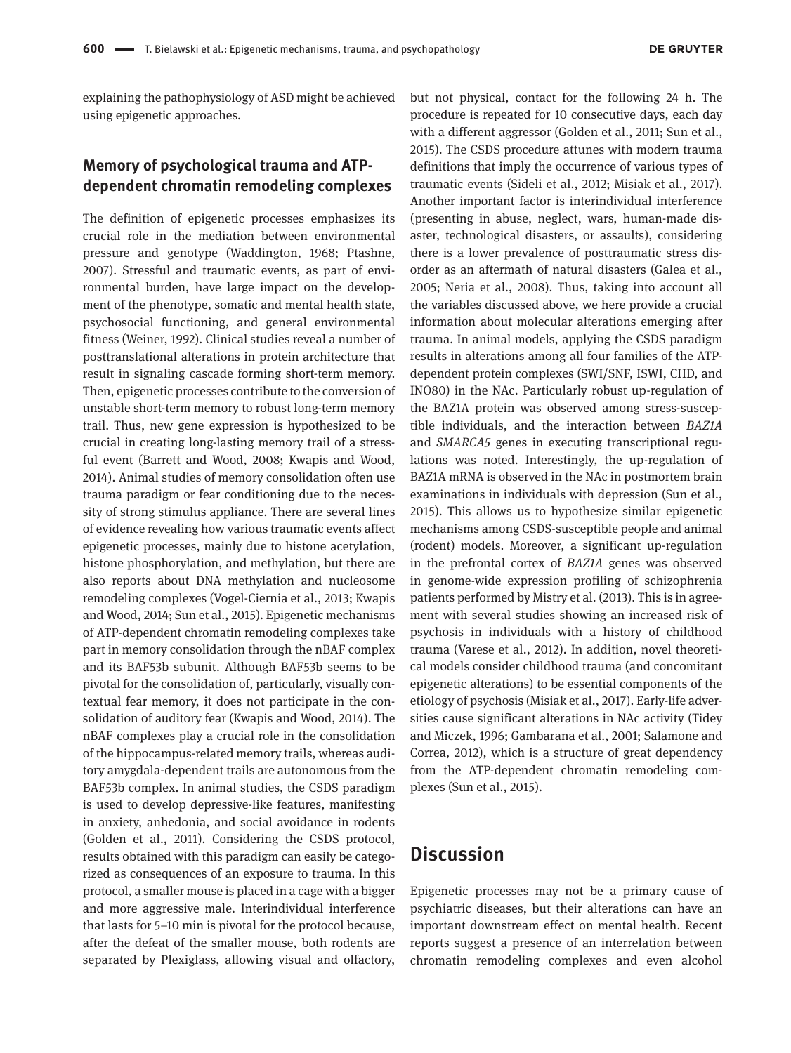explaining the pathophysiology of ASD might be achieved using epigenetic approaches.

## Memory of psychological trauma and ATP-dependent chromatin remodeling complexes

The definition of epigenetic processes emphasizes its crucial role in the mediation between environmental pressure and genotype (Waddington, 1968; Ptashne, 2007). Stressful and traumatic events, as part of environmental burden, have large impact on the development of the phenotype, somatic and mental health state, psychosocial functioning, and general environmental fitness (Weiner, 1992). Clinical studies reveal a number of posttranslational alterations in protein architecture that result in signaling cascade forming short-term memory. Then, epigenetic processes contribute to the conversion of unstable short-term memory to robust long-term memory trail. Thus, new gene expression is hypothesized to be crucial in creating long-lasting memory trail of a stressful event (Barrett and Wood, 2008; Kwapis and Wood, 2014). Animal studies of memory consolidation often use trauma paradigm or fear conditioning due to the necessity of strong stimulus appliance. There are several lines of evidence revealing how various traumatic events affect epigenetic processes, mainly due to histone acetylation, histone phosphorylation, and methylation, but there are also reports about DNA methylation and nucleosome remodeling complexes (Vogel-Ciernia et al., 2013; Kwapis and Wood, 2014; Sun et al., 2015). Epigenetic mechanisms of ATP-dependent chromatin remodeling complexes take part in memory consolidation through the nBAF complex and its BAF53b subunit. Although BAF53b seems to be pivotal for the consolidation of, particularly, visually contextual fear memory, it does not participate in the consolidation of auditory fear (Kwapis and Wood, 2014). The nBAF complexes play a crucial role in the consolidation of the hippocampus-related memory trails, whereas auditory amygdala-dependent trails are autonomous from the BAF53b complex. In animal studies, the CSDS paradigm is used to develop depressive-like features, manifesting in anxiety, anhedonia, and social avoidance in rodents (Golden et al., 2011). Considering the CSDS protocol, results obtained with this paradigm can easily be categorized as consequences of an exposure to trauma. In this protocol, a smaller mouse is placed in a cage with a bigger and more aggressive male. Interindividual interference that lasts for 5–10 min is pivotal for the protocol because, after the defeat of the smaller mouse, both rodents are separated by Plexiglass, allowing visual and olfactory, but not physical, contact for the following 24 h. The procedure is repeated for 10 consecutive days, each day with a different aggressor (Golden et al., 2011; Sun et al., 2015). The CSDS procedure attunes with modern trauma definitions that imply the occurrence of various types of traumatic events (Sideli et al., 2012; Misiak et al., 2017). Another important factor is interindividual interference (presenting in abuse, neglect, wars, human-made disaster, technological disasters, or assaults), considering there is a lower prevalence of posttraumatic stress disorder as an aftermath of natural disasters (Galea et al., 2005; Neria et al., 2008). Thus, taking into account all the variables discussed above, we here provide a crucial information about molecular alterations emerging after trauma. In animal models, applying the CSDS paradigm results in alterations among all four families of the ATP-dependent protein complexes (SWI/SNF, ISWI, CHD, and INO80) in the NAc. Particularly robust up-regulation of the BAZ1A protein was observed among stress-susceptible individuals, and the interaction between *BAZ1A* and *SMARCA5* genes in executing transcriptional regulations was noted. Interestingly, the up-regulation of BAZ1A mRNA is observed in the NAc in postmortem brain examinations in individuals with depression (Sun et al., 2015). This allows us to hypothesize similar epigenetic mechanisms among CSDS-susceptible people and animal (rodent) models. Moreover, a significant up-regulation in the prefrontal cortex of *BAZ1A* genes was observed in genome-wide expression profiling of schizophrenia patients performed by Mistry et al. (2013). This is in agreement with several studies showing an increased risk of psychosis in individuals with a history of childhood trauma (Varese et al., 2012). In addition, novel theoretical models consider childhood trauma (and concomitant epigenetic alterations) to be essential components of the etiology of psychosis (Misiak et al., 2017). Early-life adversities cause significant alterations in NAc activity (Tidey and Miczek, 1996; Gambarana et al., 2001; Salamone and Correa, 2012), which is a structure of great dependency from the ATP-dependent chromatin remodeling complexes (Sun et al., 2015).

# Discussion

Epigenetic processes may not be a primary cause of psychiatric diseases, but their alterations can have an important downstream effect on mental health. Recent reports suggest a presence of an interrelation between chromatin remodeling complexes and even alcohol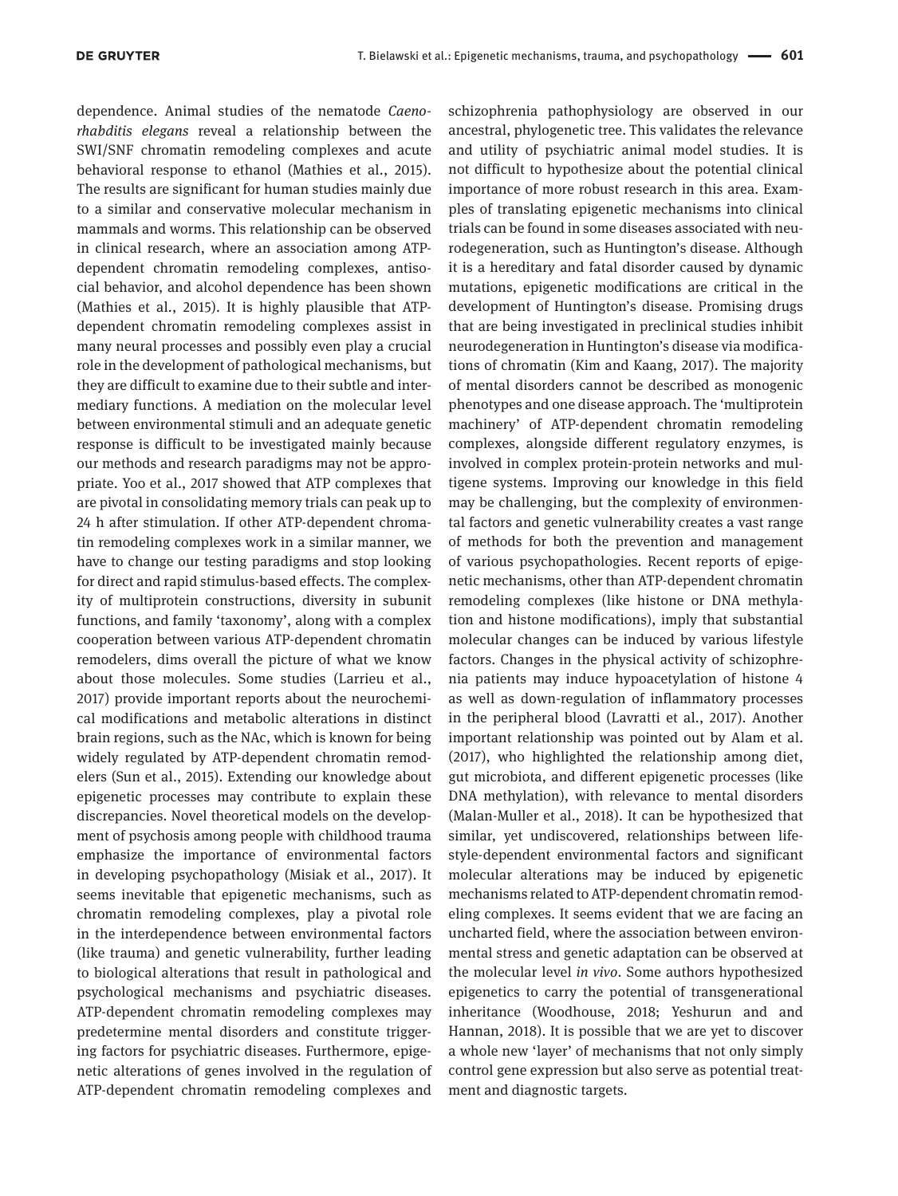dependence. Animal studies of the nematode *Caenorhabditis elegans* reveal a relationship between the SWI/SNF chromatin remodeling complexes and acute behavioral response to ethanol (Mathies et al., 2015). The results are significant for human studies mainly due to a similar and conservative molecular mechanism in mammals and worms. This relationship can be observed in clinical research, where an association among ATP-dependent chromatin remodeling complexes, antisocial behavior, and alcohol dependence has been shown (Mathies et al., 2015). It is highly plausible that ATP-dependent chromatin remodeling complexes assist in many neural processes and possibly even play a crucial role in the development of pathological mechanisms, but they are difficult to examine due to their subtle and intermediary functions. A mediation on the molecular level between environmental stimuli and an adequate genetic response is difficult to be investigated mainly because our methods and research paradigms may not be appropriate. Yoo et al., 2017 showed that ATP complexes that are pivotal in consolidating memory trials can peak up to 24 h after stimulation. If other ATP-dependent chromatin remodeling complexes work in a similar manner, we have to change our testing paradigms and stop looking for direct and rapid stimulus-based effects. The complexity of multiprotein constructions, diversity in subunit functions, and family 'taxonomy', along with a complex cooperation between various ATP-dependent chromatin remodelers, dims overall the picture of what we know about those molecules. Some studies (Larrieu et al., 2017) provide important reports about the neurochemical modifications and metabolic alterations in distinct brain regions, such as the NAc, which is known for being widely regulated by ATP-dependent chromatin remodelers (Sun et al., 2015). Extending our knowledge about epigenetic processes may contribute to explain these discrepancies. Novel theoretical models on the development of psychosis among people with childhood trauma emphasize the importance of environmental factors in developing psychopathology (Misiak et al., 2017). It seems inevitable that epigenetic mechanisms, such as chromatin remodeling complexes, play a pivotal role in the interdependence between environmental factors (like trauma) and genetic vulnerability, further leading to biological alterations that result in pathological and psychological mechanisms and psychiatric diseases. ATP-dependent chromatin remodeling complexes may predetermine mental disorders and constitute triggering factors for psychiatric diseases. Furthermore, epigenetic alterations of genes involved in the regulation of ATP-dependent chromatin remodeling complexes and schizophrenia pathophysiology are observed in our ancestral, phylogenetic tree. This validates the relevance and utility of psychiatric animal model studies. It is not difficult to hypothesize about the potential clinical importance of more robust research in this area. Examples of translating epigenetic mechanisms into clinical trials can be found in some diseases associated with neurodegeneration, such as Huntington's disease. Although it is a hereditary and fatal disorder caused by dynamic mutations, epigenetic modifications are critical in the development of Huntington's disease. Promising drugs that are being investigated in preclinical studies inhibit neurodegeneration in Huntington's disease via modifications of chromatin (Kim and Kaang, 2017). The majority of mental disorders cannot be described as monogenic phenotypes and one disease approach. The 'multiprotein machinery' of ATP-dependent chromatin remodeling complexes, alongside different regulatory enzymes, is involved in complex protein-protein networks and multigene systems. Improving our knowledge in this field may be challenging, but the complexity of environmental factors and genetic vulnerability creates a vast range of methods for both the prevention and management of various psychopathologies. Recent reports of epigenetic mechanisms, other than ATP-dependent chromatin remodeling complexes (like histone or DNA methylation and histone modifications), imply that substantial molecular changes can be induced by various lifestyle factors. Changes in the physical activity of schizophrenia patients may induce hypoacetylation of histone 4 as well as down-regulation of inflammatory processes in the peripheral blood (Lavratti et al., 2017). Another important relationship was pointed out by Alam et al. (2017), who highlighted the relationship among diet, gut microbiota, and different epigenetic processes (like DNA methylation), with relevance to mental disorders (Malan-Muller et al., 2018). It can be hypothesized that similar, yet undiscovered, relationships between lifestyle-dependent environmental factors and significant molecular alterations may be induced by epigenetic mechanisms related to ATP-dependent chromatin remodeling complexes. It seems evident that we are facing an uncharted field, where the association between environmental stress and genetic adaptation can be observed at the molecular level *in vivo*. Some authors hypothesized epigenetics to carry the potential of transgenerational inheritance (Woodhouse, 2018; Yeshurun and and Hannan, 2018). It is possible that we are yet to discover a whole new 'layer' of mechanisms that not only simply control gene expression but also serve as potential treatment and diagnostic targets.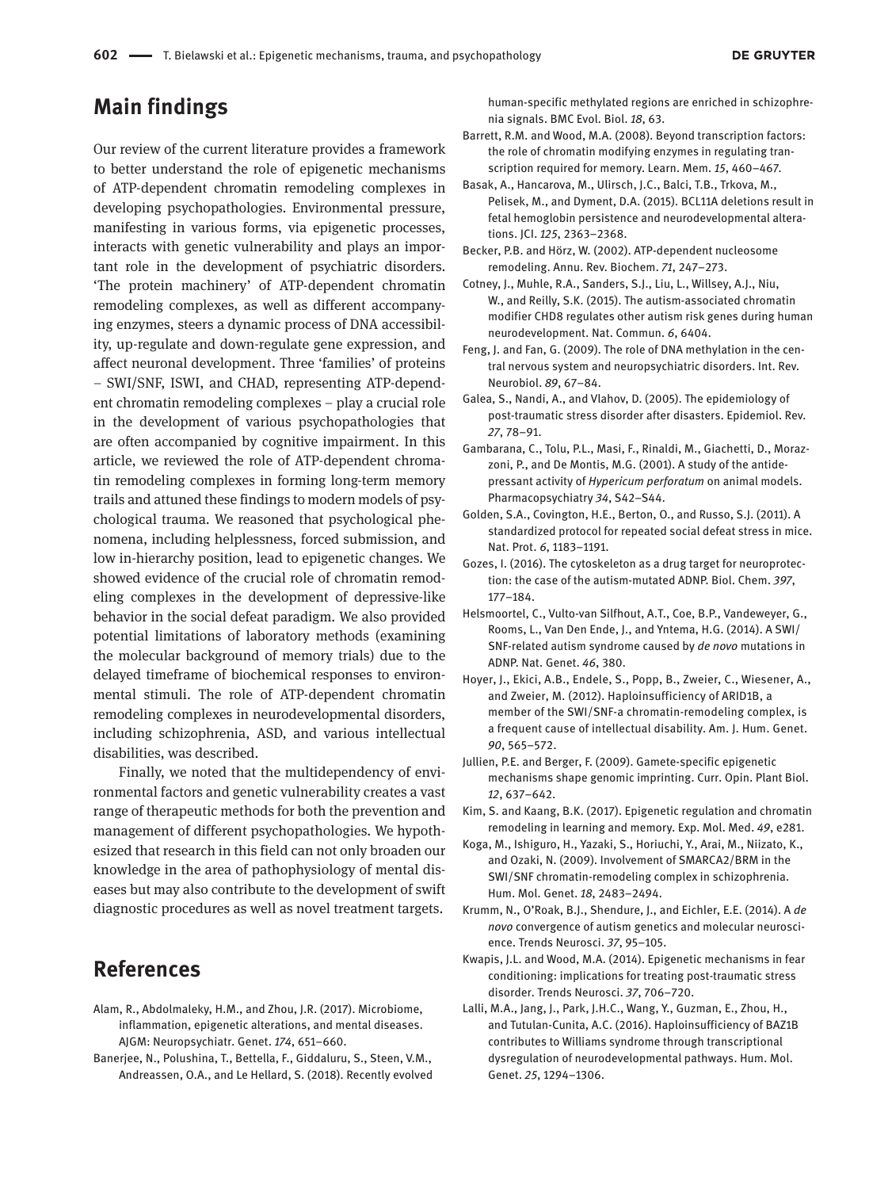## Main findings

Our review of the current literature provides a framework to better understand the role of epigenetic mechanisms of ATP-dependent chromatin remodeling complexes in developing psychopathologies. Environmental pressure, manifesting in various forms, via epigenetic processes, interacts with genetic vulnerability and plays an important role in the development of psychiatric disorders. 'The protein machinery' of ATP-dependent chromatin remodeling complexes, as well as different accompanying enzymes, steers a dynamic process of DNA accessibility, up-regulate and down-regulate gene expression, and affect neuronal development. Three 'families' of proteins – SWI/SNF, ISWI, and CHAD, representing ATP-dependent chromatin remodeling complexes – play a crucial role in the development of various psychopathologies that are often accompanied by cognitive impairment. In this article, we reviewed the role of ATP-dependent chromatin remodeling complexes in forming long-term memory trails and attuned these findings to modern models of psychological trauma. We reasoned that psychological phenomena, including helplessness, forced submission, and low in-hierarchy position, lead to epigenetic changes. We showed evidence of the crucial role of chromatin remodeling complexes in the development of depressive-like behavior in the social defeat paradigm. We also provided potential limitations of laboratory methods (examining the molecular background of memory trials) due to the delayed timeframe of biochemical responses to environmental stimuli. The role of ATP-dependent chromatin remodeling complexes in neurodevelopmental disorders, including schizophrenia, ASD, and various intellectual disabilities, was described.

Finally, we noted that the multidependency of environmental factors and genetic vulnerability creates a vast range of therapeutic methods for both the prevention and management of different psychopathologies. We hypothesized that research in this field can not only broaden our knowledge in the area of pathophysiology of mental diseases but may also contribute to the development of swift diagnostic procedures as well as novel treatment targets.

## References

Alam, R., Abdolmaleky, H.M., and Zhou, J.R. (2017). Microbiome, inflammation, epigenetic alterations, and mental diseases. AJGM: Neuropsychiatr. Genet. *174*, 651–660.

Banerjee, N., Polushina, T., Bettella, F., Giddaluru, S., Steen, V.M., Andreassen, O.A., and Le Hellard, S. (2018). Recently evolved human-specific methylated regions are enriched in schizophrenia signals. BMC Evol. Biol. *18*, 63.

Barrett, R.M. and Wood, M.A. (2008). Beyond transcription factors: the role of chromatin modifying enzymes in regulating transcription required for memory. Learn. Mem. *15*, 460–467.

Basak, A., Hancarova, M., Ulirsch, J.C., Balci, T.B., Trkova, M., Pelisek, M., and Dyment, D.A. (2015). BCL11A deletions result in fetal hemoglobin persistence and neurodevelopmental alterations. JCI. *125*, 2363–2368.

Becker, P.B. and Hörz, W. (2002). ATP-dependent nucleosome remodeling. Annu. Rev. Biochem. *71*, 247–273.

Cotney, J., Muhle, R.A., Sanders, S.J., Liu, L., Willsey, A.J., Niu, W., and Reilly, S.K. (2015). The autism-associated chromatin modifier CHD8 regulates other autism risk genes during human neurodevelopment. Nat. Commun. *6*, 6404.

Feng, J. and Fan, G. (2009). The role of DNA methylation in the central nervous system and neuropsychiatric disorders. Int. Rev. Neurobiol. *89*, 67–84.

Galea, S., Nandi, A., and Vlahov, D. (2005). The epidemiology of post-traumatic stress disorder after disasters. Epidemiol. Rev. *27*, 78–91.

Gambarana, C., Tolu, P.L., Masi, F., Rinaldi, M., Giachetti, D., Morazzoni, P., and De Montis, M.G. (2001). A study of the antidepressant activity of *Hypericum perforatum* on animal models. Pharmacopsychiatry *34*, S42–S44.

Golden, S.A., Covington, H.E., Berton, O., and Russo, S.J. (2011). A standardized protocol for repeated social defeat stress in mice. Nat. Prot. *6*, 1183–1191.

Gozes, I. (2016). The cytoskeleton as a drug target for neuroprotection: the case of the autism-mutated ADNP. Biol. Chem. *397*, 177–184.

Helsmoortel, C., Vulto-van Silfhout, A.T., Coe, B.P., Vandeweyer, G., Rooms, L., Van Den Ende, J., and Yntema, H.G. (2014). A SWI/SNF-related autism syndrome caused by *de novo* mutations in ADNP. Nat. Genet. *46*, 380.

Hoyer, J., Ekici, A.B., Endele, S., Popp, B., Zweier, C., Wiesener, A., and Zweier, M. (2012). Haploinsufficiency of ARID1B, a member of the SWI/SNF-a chromatin-remodeling complex, is a frequent cause of intellectual disability. Am. J. Hum. Genet. *90*, 565–572.

Jullien, P.E. and Berger, F. (2009). Gamete-specific epigenetic mechanisms shape genomic imprinting. Curr. Opin. Plant Biol. *12*, 637–642.

Kim, S. and Kaang, B.K. (2017). Epigenetic regulation and chromatin remodeling in learning and memory. Exp. Mol. Med. *49*, e281.

Koga, M., Ishiguro, H., Yazaki, S., Horiuchi, Y., Arai, M., Niizato, K., and Ozaki, N. (2009). Involvement of SMARCA2/BRM in the SWI/SNF chromatin-remodeling complex in schizophrenia. Hum. Mol. Genet. *18*, 2483–2494.

Krumm, N., O'Roak, B.J., Shendure, J., and Eichler, E.E. (2014). A *de novo* convergence of autism genetics and molecular neuroscience. Trends Neurosci. *37*, 95–105.

Kwapis, J.L. and Wood, M.A. (2014). Epigenetic mechanisms in fear conditioning: implications for treating post-traumatic stress disorder. Trends Neurosci. *37*, 706–720.

Lalli, M.A., Jang, J., Park, J.H.C., Wang, Y., Guzman, E., Zhou, H., and Tutulan-Cunita, A.C. (2016). Haploinsufficiency of BAZ1B contributes to Williams syndrome through transcriptional dysregulation of neurodevelopmental pathways. Hum. Mol. Genet. *25*, 1294–1306.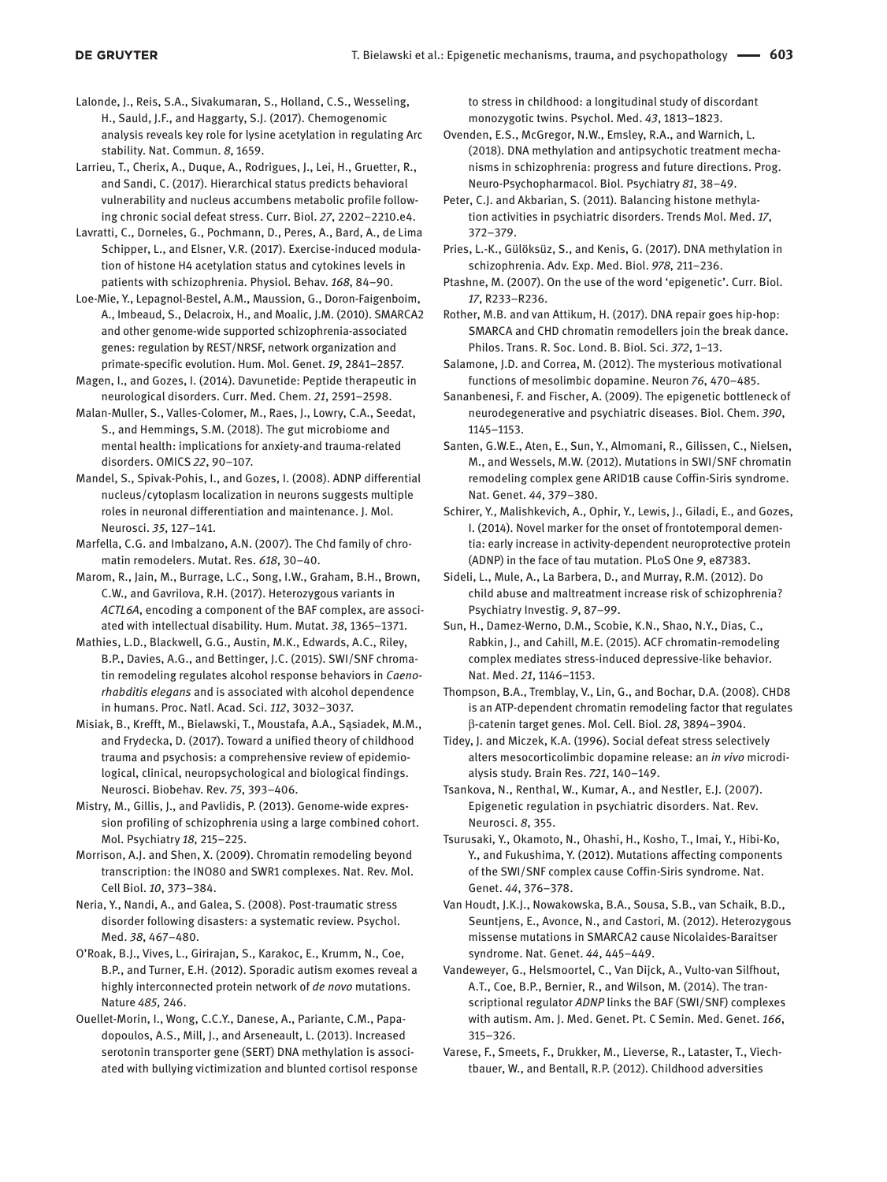Lalonde, J., Reis, S.A., Sivakumaran, S., Holland, C.S., Wesseling, H., Sauld, J.F., and Haggarty, S.J. (2017). Chemogenomic analysis reveals key role for lysine acetylation in regulating Arc stability. Nat. Commun. *8*, 1659.

Larrieu, T., Cherix, A., Duque, A., Rodrigues, J., Lei, H., Gruetter, R., and Sandi, C. (2017). Hierarchical status predicts behavioral vulnerability and nucleus accumbens metabolic profile following chronic social defeat stress. Curr. Biol. *27*, 2202–2210.e4.

Lavratti, C., Dorneles, G., Pochmann, D., Peres, A., Bard, A., de Lima Schipper, L., and Elsner, V.R. (2017). Exercise-induced modulation of histone H4 acetylation status and cytokines levels in patients with schizophrenia. Physiol. Behav. *168*, 84–90.

Loe-Mie, Y., Lepagnol-Bestel, A.M., Maussion, G., Doron-Faigenboim, A., Imbeaud, S., Delacroix, H., and Moalic, J.M. (2010). SMARCA2 and other genome-wide supported schizophrenia-associated genes: regulation by REST/NRSF, network organization and primate-specific evolution. Hum. Mol. Genet. *19*, 2841–2857.

Magen, I., and Gozes, I. (2014). Davunetide: Peptide therapeutic in neurological disorders. Curr. Med. Chem. *21*, 2591–2598.

Malan-Muller, S., Valles-Colomer, M., Raes, J., Lowry, C.A., Seedat, S., and Hemmings, S.M. (2018). The gut microbiome and mental health: implications for anxiety-and trauma-related disorders. OMICS *22*, 90–107.

Mandel, S., Spivak-Pohis, I., and Gozes, I. (2008). ADNP differential nucleus/cytoplasm localization in neurons suggests multiple roles in neuronal differentiation and maintenance. J. Mol. Neurosci. *35*, 127–141.

Marfella, C.G. and Imbalzano, A.N. (2007). The Chd family of chromatin remodelers. Mutat. Res. *618*, 30–40.

Marom, R., Jain, M., Burrage, L.C., Song, I.W., Graham, B.H., Brown, C.W., and Gavrilova, R.H. (2017). Heterozygous variants in *ACTL6A*, encoding a component of the BAF complex, are associated with intellectual disability. Hum. Mutat. *38*, 1365–1371.

Mathies, L.D., Blackwell, G.G., Austin, M.K., Edwards, A.C., Riley, B.P., Davies, A.G., and Bettinger, J.C. (2015). SWI/SNF chromatin remodeling regulates alcohol response behaviors in *Caenorhabditis elegans* and is associated with alcohol dependence in humans. Proc. Natl. Acad. Sci. *112*, 3032–3037.

Misiak, B., Krefft, M., Bielawski, T., Moustafa, A.A., Sąsiadek, M.M., and Frydecka, D. (2017). Toward a unified theory of childhood trauma and psychosis: a comprehensive review of epidemiological, clinical, neuropsychological and biological findings. Neurosci. Biobehav. Rev. *75*, 393–406.

Mistry, M., Gillis, J., and Pavlidis, P. (2013). Genome-wide expression profiling of schizophrenia using a large combined cohort. Mol. Psychiatry *18*, 215–225.

Morrison, A.J. and Shen, X. (2009). Chromatin remodeling beyond transcription: the INO80 and SWR1 complexes. Nat. Rev. Mol. Cell Biol. *10*, 373–384.

Neria, Y., Nandi, A., and Galea, S. (2008). Post-traumatic stress disorder following disasters: a systematic review. Psychol. Med. *38*, 467–480.

O'Roak, B.J., Vives, L., Girirajan, S., Karakoc, E., Krumm, N., Coe, B.P., and Turner, E.H. (2012). Sporadic autism exomes reveal a highly interconnected protein network of *de novo* mutations. Nature *485*, 246.

Ouellet-Morin, I., Wong, C.C.Y., Danese, A., Pariante, C.M., Papadopoulos, A.S., Mill, J., and Arseneault, L. (2013). Increased serotonin transporter gene (SERT) DNA methylation is associated with bullying victimization and blunted cortisol response to stress in childhood: a longitudinal study of discordant monozygotic twins. Psychol. Med. *43*, 1813–1823.

Ovenden, E.S., McGregor, N.W., Emsley, R.A., and Warnich, L. (2018). DNA methylation and antipsychotic treatment mechanisms in schizophrenia: progress and future directions. Prog. Neuro-Psychopharmacol. Biol. Psychiatry *81*, 38–49.

Peter, C.J. and Akbarian, S. (2011). Balancing histone methylation activities in psychiatric disorders. Trends Mol. Med. *17*, 372–379.

Pries, L.-K., Gülöksüz, S., and Kenis, G. (2017). DNA methylation in schizophrenia. Adv. Exp. Med. Biol. *978*, 211–236.

Ptashne, M. (2007). On the use of the word 'epigenetic'. Curr. Biol. *17*, R233–R236.

Rother, M.B. and van Attikum, H. (2017). DNA repair goes hip-hop: SMARCA and CHD chromatin remodellers join the break dance. Philos. Trans. R. Soc. Lond. B. Biol. Sci. *372*, 1–13.

Salamone, J.D. and Correa, M. (2012). The mysterious motivational functions of mesolimbic dopamine. Neuron *76*, 470–485.

Sananbenesi, F. and Fischer, A. (2009). The epigenetic bottleneck of neurodegenerative and psychiatric diseases. Biol. Chem. *390*, 1145–1153.

Santen, G.W.E., Aten, E., Sun, Y., Almomani, R., Gilissen, C., Nielsen, M., and Wessels, M.W. (2012). Mutations in SWI/SNF chromatin remodeling complex gene ARID1B cause Coffin-Siris syndrome. Nat. Genet. *44*, 379–380.

Schirer, Y., Malishkevich, A., Ophir, Y., Lewis, J., Giladi, E., and Gozes, I. (2014). Novel marker for the onset of frontotemporal dementia: early increase in activity-dependent neuroprotective protein (ADNP) in the face of tau mutation. PLoS One *9*, e87383.

Sideli, L., Mule, A., La Barbera, D., and Murray, R.M. (2012). Do child abuse and maltreatment increase risk of schizophrenia? Psychiatry Investig. *9*, 87–99.

Sun, H., Damez-Werno, D.M., Scobie, K.N., Shao, N.Y., Dias, C., Rabkin, J., and Cahill, M.E. (2015). ACF chromatin-remodeling complex mediates stress-induced depressive-like behavior. Nat. Med. *21*, 1146–1153.

Thompson, B.A., Tremblay, V., Lin, G., and Bochar, D.A. (2008). CHD8 is an ATP-dependent chromatin remodeling factor that regulates β-catenin target genes. Mol. Cell. Biol. *28*, 3894–3904.

Tidey, J. and Miczek, K.A. (1996). Social defeat stress selectively alters mesocorticolimbic dopamine release: an *in vivo* microdialysis study. Brain Res. *721*, 140–149.

Tsankova, N., Renthal, W., Kumar, A., and Nestler, E.J. (2007). Epigenetic regulation in psychiatric disorders. Nat. Rev. Neurosci. *8*, 355.

Tsurusaki, Y., Okamoto, N., Ohashi, H., Kosho, T., Imai, Y., Hibi-Ko, Y., and Fukushima, Y. (2012). Mutations affecting components of the SWI/SNF complex cause Coffin-Siris syndrome. Nat. Genet. *44*, 376–378.

Van Houdt, J.K.J., Nowakowska, B.A., Sousa, S.B., van Schaik, B.D., Seuntjens, E., Avonce, N., and Castori, M. (2012). Heterozygous missense mutations in SMARCA2 cause Nicolaides-Baraitser syndrome. Nat. Genet. *44*, 445–449.

Vandeweyer, G., Helsmoortel, C., Van Dijck, A., Vulto-van Silfhout, A.T., Coe, B.P., Bernier, R., and Wilson, M. (2014). The transcriptional regulator *ADNP* links the BAF (SWI/SNF) complexes with autism. Am. J. Med. Genet. Pt. C Semin. Med. Genet. *166*, 315–326.

Varese, F., Smeets, F., Drukker, M., Lieverse, R., Lataster, T., Viechtbauer, W., and Bentall, R.P. (2012). Childhood adversities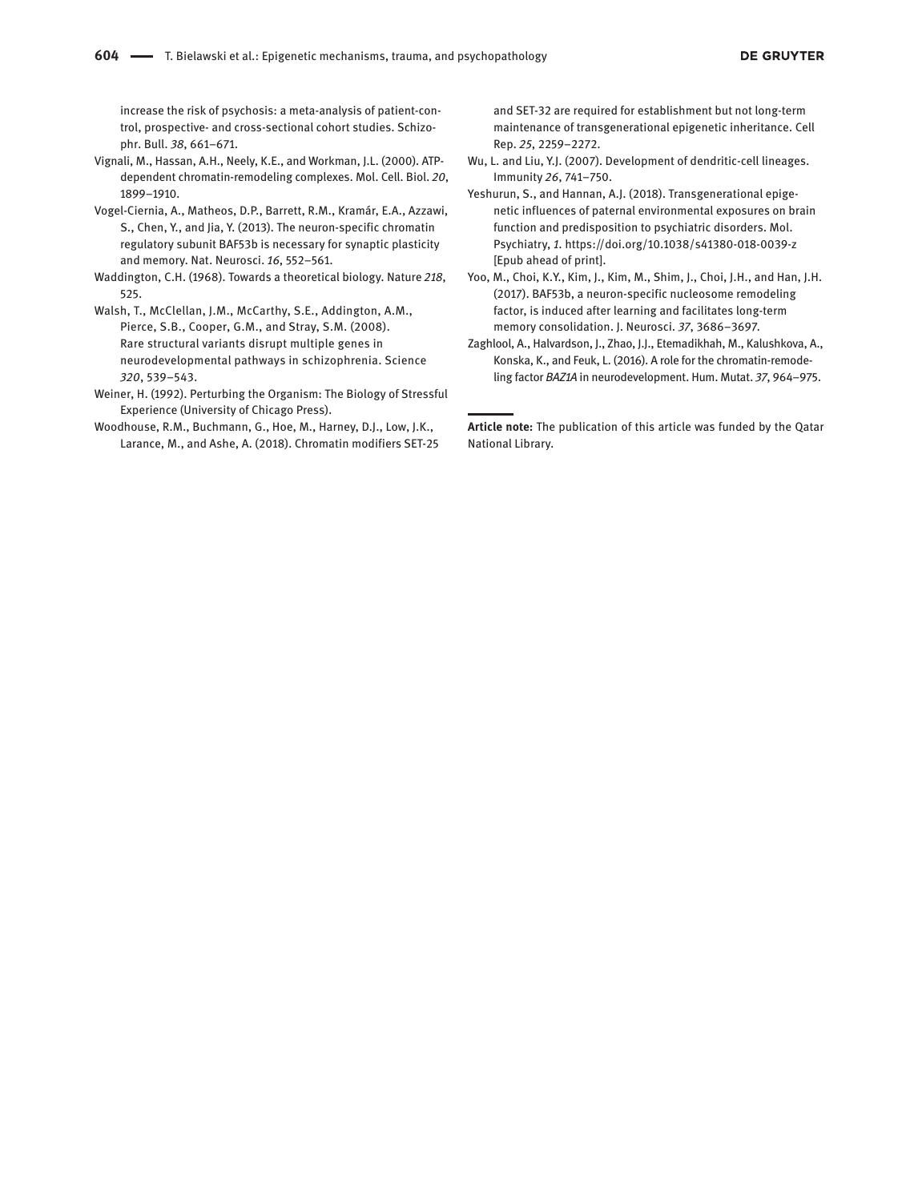increase the risk of psychosis: a meta-analysis of patient-control, prospective- and cross-sectional cohort studies. Schizophr. Bull. *38*, 661–671.

Vignali, M., Hassan, A.H., Neely, K.E., and Workman, J.L. (2000). ATP-dependent chromatin-remodeling complexes. Mol. Cell. Biol. *20*, 1899–1910.

Vogel-Ciernia, A., Matheos, D.P., Barrett, R.M., Kramár, E.A., Azzawi, S., Chen, Y., and Jia, Y. (2013). The neuron-specific chromatin regulatory subunit BAF53b is necessary for synaptic plasticity and memory. Nat. Neurosci. *16*, 552–561.

Waddington, C.H. (1968). Towards a theoretical biology. Nature *218*, 525.

Walsh, T., McClellan, J.M., McCarthy, S.E., Addington, A.M., Pierce, S.B., Cooper, G.M., and Stray, S.M. (2008). Rare structural variants disrupt multiple genes in neurodevelopmental pathways in schizophrenia. Science *320*, 539–543.

Weiner, H. (1992). Perturbing the Organism: The Biology of Stressful Experience (University of Chicago Press).

Woodhouse, R.M., Buchmann, G., Hoe, M., Harney, D.J., Low, J.K., Larance, M., and Ashe, A. (2018). Chromatin modifiers SET-25 and SET-32 are required for establishment but not long-term maintenance of transgenerational epigenetic inheritance. Cell Rep. *25*, 2259–2272.

Wu, L. and Liu, Y.J. (2007). Development of dendritic-cell lineages. Immunity *26*, 741–750.

Yeshurun, S., and Hannan, A.J. (2018). Transgenerational epigenetic influences of paternal environmental exposures on brain function and predisposition to psychiatric disorders. Mol. Psychiatry, *1*. https://doi.org/10.1038/s41380-018-0039-z [Epub ahead of print].

Yoo, M., Choi, K.Y., Kim, J., Kim, M., Shim, J., Choi, J.H., and Han, J.H. (2017). BAF53b, a neuron-specific nucleosome remodeling factor, is induced after learning and facilitates long-term memory consolidation. J. Neurosci. *37*, 3686–3697.

Zaghlool, A., Halvardson, J., Zhao, J.J., Etemadikhah, M., Kalushkova, A., Konska, K., and Feuk, L. (2016). A role for the chromatin-remodeling factor *BAZ1A* in neurodevelopment. Hum. Mutat. *37*, 964–975.

---

**Article note:** The publication of this article was funded by the Qatar National Library.